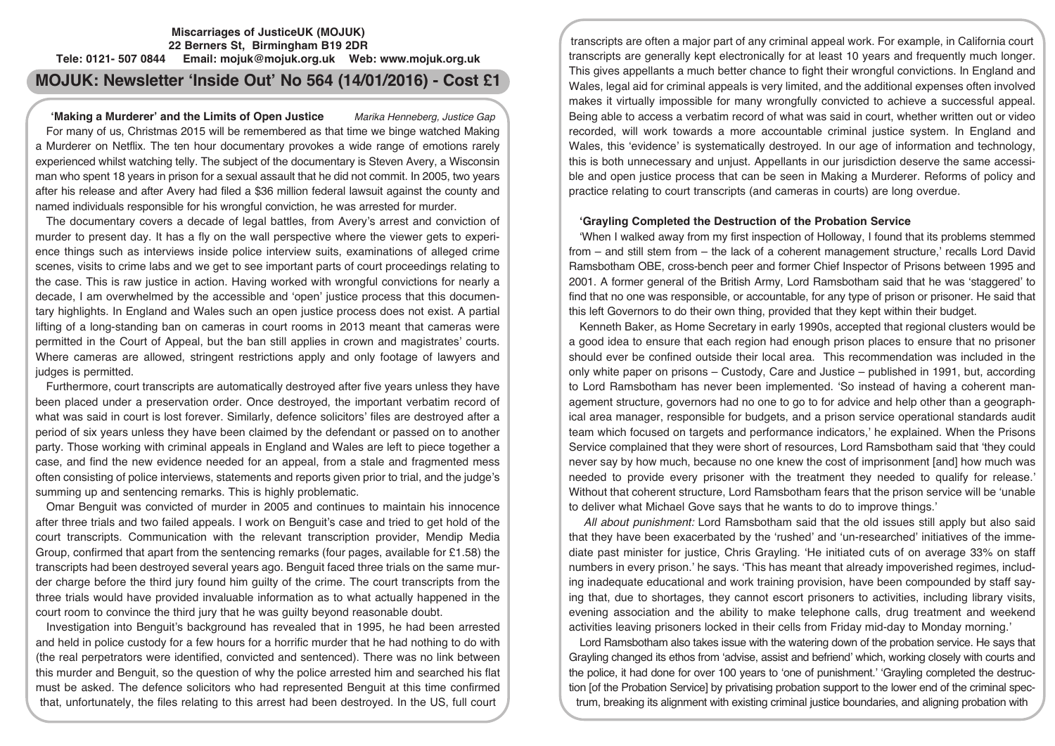**Miscarriages of JusticeUK (MOJUK)**
**22 Berners St, Birmingham B19 2DR**
**Tele: 0121- 507 0844 Email: mojuk@mojuk.org.uk Web: www.mojuk.org.uk**

# MOJUK: Newsletter 'Inside Out' No 564 (14/01/2016) - Cost £1

## 'Making a Murderer' and the Limits of Open Justice

*Marika Henneberg, Justice Gap*

For many of us, Christmas 2015 will be remembered as that time we binge watched Making a Murderer on Netflix. The ten hour documentary provokes a wide range of emotions rarely experienced whilst watching telly. The subject of the documentary is Steven Avery, a Wisconsin man who spent 18 years in prison for a sexual assault that he did not commit. In 2005, two years after his release and after Avery had filed a $36 million federal lawsuit against the county and named individuals responsible for his wrongful conviction, he was arrested for murder.

The documentary covers a decade of legal battles, from Avery's arrest and conviction of murder to present day. It has a fly on the wall perspective where the viewer gets to experience things such as interviews inside police interview suits, examinations of alleged crime scenes, visits to crime labs and we get to see important parts of court proceedings relating to the case. This is raw justice in action. Having worked with wrongful convictions for nearly a decade, I am overwhelmed by the accessible and 'open' justice process that this documentary highlights. In England and Wales such an open justice process does not exist. A partial lifting of a long-standing ban on cameras in court rooms in 2013 meant that cameras were permitted in the Court of Appeal, but the ban still applies in crown and magistrates' courts. Where cameras are allowed, stringent restrictions apply and only footage of lawyers and judges is permitted.

Furthermore, court transcripts are automatically destroyed after five years unless they have been placed under a preservation order. Once destroyed, the important verbatim record of what was said in court is lost forever. Similarly, defence solicitors' files are destroyed after a period of six years unless they have been claimed by the defendant or passed on to another party. Those working with criminal appeals in England and Wales are left to piece together a case, and find the new evidence needed for an appeal, from a stale and fragmented mess often consisting of police interviews, statements and reports given prior to trial, and the judge's summing up and sentencing remarks. This is highly problematic.

Omar Benguit was convicted of murder in 2005 and continues to maintain his innocence after three trials and two failed appeals. I work on Benguit's case and tried to get hold of the court transcripts. Communication with the relevant transcription provider, Mendip Media Group, confirmed that apart from the sentencing remarks (four pages, available for £1.58) the transcripts had been destroyed several years ago. Benguit faced three trials on the same murder charge before the third jury found him guilty of the crime. The court transcripts from the three trials would have provided invaluable information as to what actually happened in the court room to convince the third jury that he was guilty beyond reasonable doubt.

Investigation into Benguit's background has revealed that in 1995, he had been arrested and held in police custody for a few hours for a horrific murder that he had nothing to do with (the real perpetrators were identified, convicted and sentenced). There was no link between this murder and Benguit, so the question of why the police arrested him and searched his flat must be asked. The defence solicitors who had represented Benguit at this time confirmed that, unfortunately, the files relating to this arrest had been destroyed. In the US, full court transcripts are often a major part of any criminal appeal work. For example, in California court transcripts are generally kept electronically for at least 10 years and frequently much longer. This gives appellants a much better chance to fight their wrongful convictions. In England and Wales, legal aid for criminal appeals is very limited, and the additional expenses often involved makes it virtually impossible for many wrongfully convicted to achieve a successful appeal. Being able to access a verbatim record of what was said in court, whether written out or video recorded, will work towards a more accountable criminal justice system. In England and Wales, this 'evidence' is systematically destroyed. In our age of information and technology, this is both unnecessary and unjust. Appellants in our jurisdiction deserve the same accessible and open justice process that can be seen in Making a Murderer. Reforms of policy and practice relating to court transcripts (and cameras in courts) are long overdue.

## 'Grayling Completed the Destruction of the Probation Service

'When I walked away from my first inspection of Holloway, I found that its problems stemmed from – and still stem from – the lack of a coherent management structure,' recalls Lord David Ramsbotham OBE, cross-bench peer and former Chief Inspector of Prisons between 1995 and 2001. A former general of the British Army, Lord Ramsbotham said that he was 'staggered' to find that no one was responsible, or accountable, for any type of prison or prisoner. He said that this left Governors to do their own thing, provided that they kept within their budget.

Kenneth Baker, as Home Secretary in early 1990s, accepted that regional clusters would be a good idea to ensure that each region had enough prison places to ensure that no prisoner should ever be confined outside their local area. This recommendation was included in the only white paper on prisons – Custody, Care and Justice – published in 1991, but, according to Lord Ramsbotham has never been implemented. 'So instead of having a coherent management structure, governors had no one to go to for advice and help other than a geographical area manager, responsible for budgets, and a prison service operational standards audit team which focused on targets and performance indicators,' he explained. When the Prisons Service complained that they were short of resources, Lord Ramsbotham said that 'they could never say by how much, because no one knew the cost of imprisonment [and] how much was needed to provide every prisoner with the treatment they needed to qualify for release.' Without that coherent structure, Lord Ramsbotham fears that the prison service will be 'unable to deliver what Michael Gove says that he wants to do to improve things.'

*All about punishment:* Lord Ramsbotham said that the old issues still apply but also said that they have been exacerbated by the 'rushed' and 'un-researched' initiatives of the immediate past minister for justice, Chris Grayling. 'He initiated cuts of on average 33% on staff numbers in every prison.' he says. 'This has meant that already impoverished regimes, including inadequate educational and work training provision, have been compounded by staff saying that, due to shortages, they cannot escort prisoners to activities, including library visits, evening association and the ability to make telephone calls, drug treatment and weekend activities leaving prisoners locked in their cells from Friday mid-day to Monday morning.'

Lord Ramsbotham also takes issue with the watering down of the probation service. He says that Grayling changed its ethos from 'advise, assist and befriend' which, working closely with courts and the police, it had done for over 100 years to 'one of punishment.' 'Grayling completed the destruction [of the Probation Service] by privatising probation support to the lower end of the criminal spectrum, breaking its alignment with existing criminal justice boundaries, and aligning probation with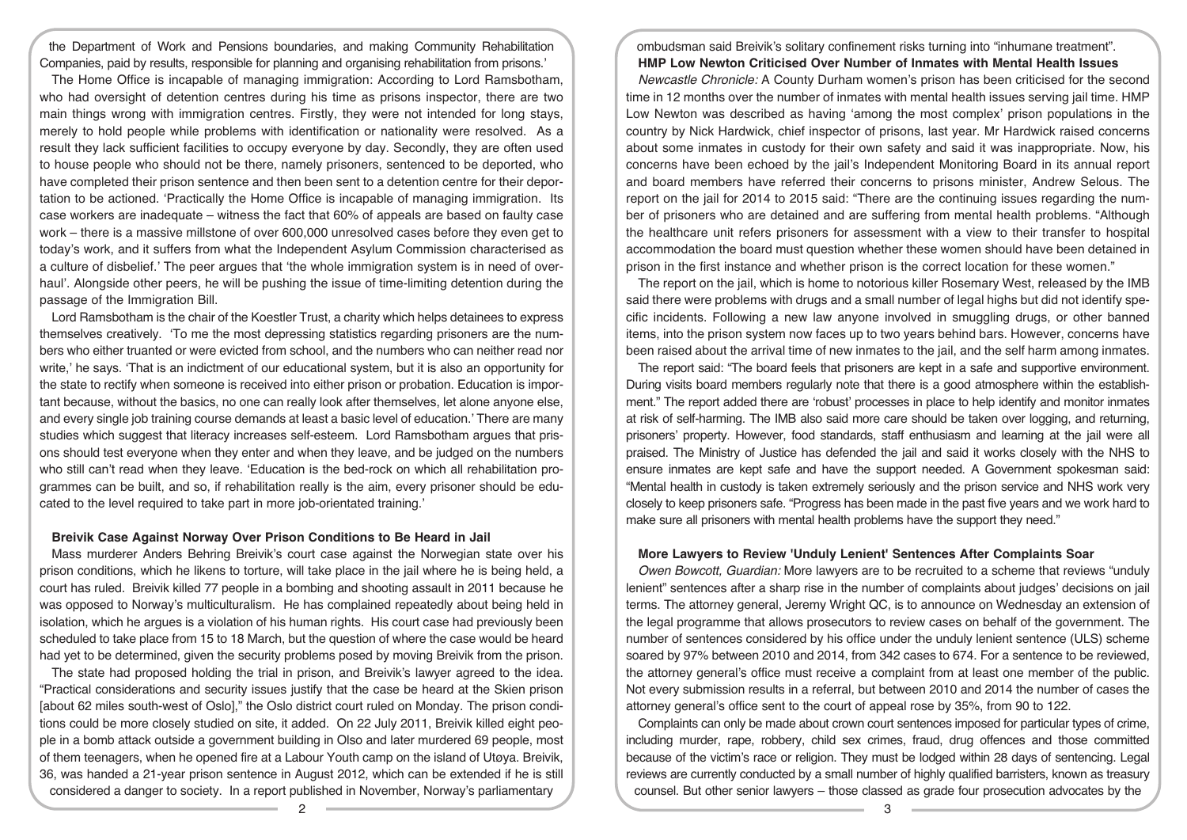the Department of Work and Pensions boundaries, and making Community Rehabilitation Companies, paid by results, responsible for planning and organising rehabilitation from prisons.'

The Home Office is incapable of managing immigration: According to Lord Ramsbotham, who had oversight of detention centres during his time as prisons inspector, there are two main things wrong with immigration centres. Firstly, they were not intended for long stays, merely to hold people while problems with identification or nationality were resolved. As a result they lack sufficient facilities to occupy everyone by day. Secondly, they are often used to house people who should not be there, namely prisoners, sentenced to be deported, who have completed their prison sentence and then been sent to a detention centre for their deportation to be actioned. 'Practically the Home Office is incapable of managing immigration. Its case workers are inadequate – witness the fact that 60% of appeals are based on faulty case work – there is a massive millstone of over 600,000 unresolved cases before they even get to today's work, and it suffers from what the Independent Asylum Commission characterised as a culture of disbelief.' The peer argues that 'the whole immigration system is in need of overhaul'. Alongside other peers, he will be pushing the issue of time-limiting detention during the passage of the Immigration Bill.

Lord Ramsbotham is the chair of the Koestler Trust, a charity which helps detainees to express themselves creatively. 'To me the most depressing statistics regarding prisoners are the numbers who either truanted or were evicted from school, and the numbers who can neither read nor write,' he says. 'That is an indictment of our educational system, but it is also an opportunity for the state to rectify when someone is received into either prison or probation. Education is important because, without the basics, no one can really look after themselves, let alone anyone else, and every single job training course demands at least a basic level of education.' There are many studies which suggest that literacy increases self-esteem. Lord Ramsbotham argues that prisons should test everyone when they enter and when they leave, and be judged on the numbers who still can't read when they leave. 'Education is the bed-rock on which all rehabilitation programmes can be built, and so, if rehabilitation really is the aim, every prisoner should be educated to the level required to take part in more job-orientated training.'

### Breivik Case Against Norway Over Prison Conditions to Be Heard in Jail

Mass murderer Anders Behring Breivik's court case against the Norwegian state over his prison conditions, which he likens to torture, will take place in the jail where he is being held, a court has ruled. Breivik killed 77 people in a bombing and shooting assault in 2011 because he was opposed to Norway's multiculturalism. He has complained repeatedly about being held in isolation, which he argues is a violation of his human rights. His court case had previously been scheduled to take place from 15 to 18 March, but the question of where the case would be heard had yet to be determined, given the security problems posed by moving Breivik from the prison.

The state had proposed holding the trial in prison, and Breivik's lawyer agreed to the idea. "Practical considerations and security issues justify that the case be heard at the Skien prison [about 62 miles south-west of Oslo]," the Oslo district court ruled on Monday. The prison conditions could be more closely studied on site, it added. On 22 July 2011, Breivik killed eight people in a bomb attack outside a government building in Olso and later murdered 69 people, most of them teenagers, when he opened fire at a Labour Youth camp on the island of Utøya. Breivik, 36, was handed a 21-year prison sentence in August 2012, which can be extended if he is still considered a danger to society. In a report published in November, Norway's parliamentary ombudsman said Breivik's solitary confinement risks turning into "inhumane treatment".

### HMP Low Newton Criticised Over Number of Inmates with Mental Health Issues

*Newcastle Chronicle:* A County Durham women's prison has been criticised for the second time in 12 months over the number of inmates with mental health issues serving jail time. HMP Low Newton was described as having 'among the most complex' prison populations in the country by Nick Hardwick, chief inspector of prisons, last year. Mr Hardwick raised concerns about some inmates in custody for their own safety and said it was inappropriate. Now, his concerns have been echoed by the jail's Independent Monitoring Board in its annual report and board members have referred their concerns to prisons minister, Andrew Selous. The report on the jail for 2014 to 2015 said: "There are the continuing issues regarding the number of prisoners who are detained and are suffering from mental health problems. "Although the healthcare unit refers prisoners for assessment with a view to their transfer to hospital accommodation the board must question whether these women should have been detained in prison in the first instance and whether prison is the correct location for these women."

The report on the jail, which is home to notorious killer Rosemary West, released by the IMB said there were problems with drugs and a small number of legal highs but did not identify specific incidents. Following a new law anyone involved in smuggling drugs, or other banned items, into the prison system now faces up to two years behind bars. However, concerns have been raised about the arrival time of new inmates to the jail, and the self harm among inmates.

The report said: "The board feels that prisoners are kept in a safe and supportive environment. During visits board members regularly note that there is a good atmosphere within the establishment." The report added there are 'robust' processes in place to help identify and monitor inmates at risk of self-harming. The IMB also said more care should be taken over logging, and returning, prisoners' property. However, food standards, staff enthusiasm and learning at the jail were all praised. The Ministry of Justice has defended the jail and said it works closely with the NHS to ensure inmates are kept safe and have the support needed. A Government spokesman said: "Mental health in custody is taken extremely seriously and the prison service and NHS work very closely to keep prisoners safe. "Progress has been made in the past five years and we work hard to make sure all prisoners with mental health problems have the support they need."

### More Lawyers to Review 'Unduly Lenient' Sentences After Complaints Soar

*Owen Bowcott, Guardian:* More lawyers are to be recruited to a scheme that reviews "unduly lenient" sentences after a sharp rise in the number of complaints about judges' decisions on jail terms. The attorney general, Jeremy Wright QC, is to announce on Wednesday an extension of the legal programme that allows prosecutors to review cases on behalf of the government. The number of sentences considered by his office under the unduly lenient sentence (ULS) scheme soared by 97% between 2010 and 2014, from 342 cases to 674. For a sentence to be reviewed, the attorney general's office must receive a complaint from at least one member of the public. Not every submission results in a referral, but between 2010 and 2014 the number of cases the attorney general's office sent to the court of appeal rose by 35%, from 90 to 122.

Complaints can only be made about crown court sentences imposed for particular types of crime, including murder, rape, robbery, child sex crimes, fraud, drug offences and those committed because of the victim's race or religion. They must be lodged within 28 days of sentencing. Legal reviews are currently conducted by a small number of highly qualified barristers, known as treasury counsel. But other senior lawyers – those classed as grade four prosecution advocates by the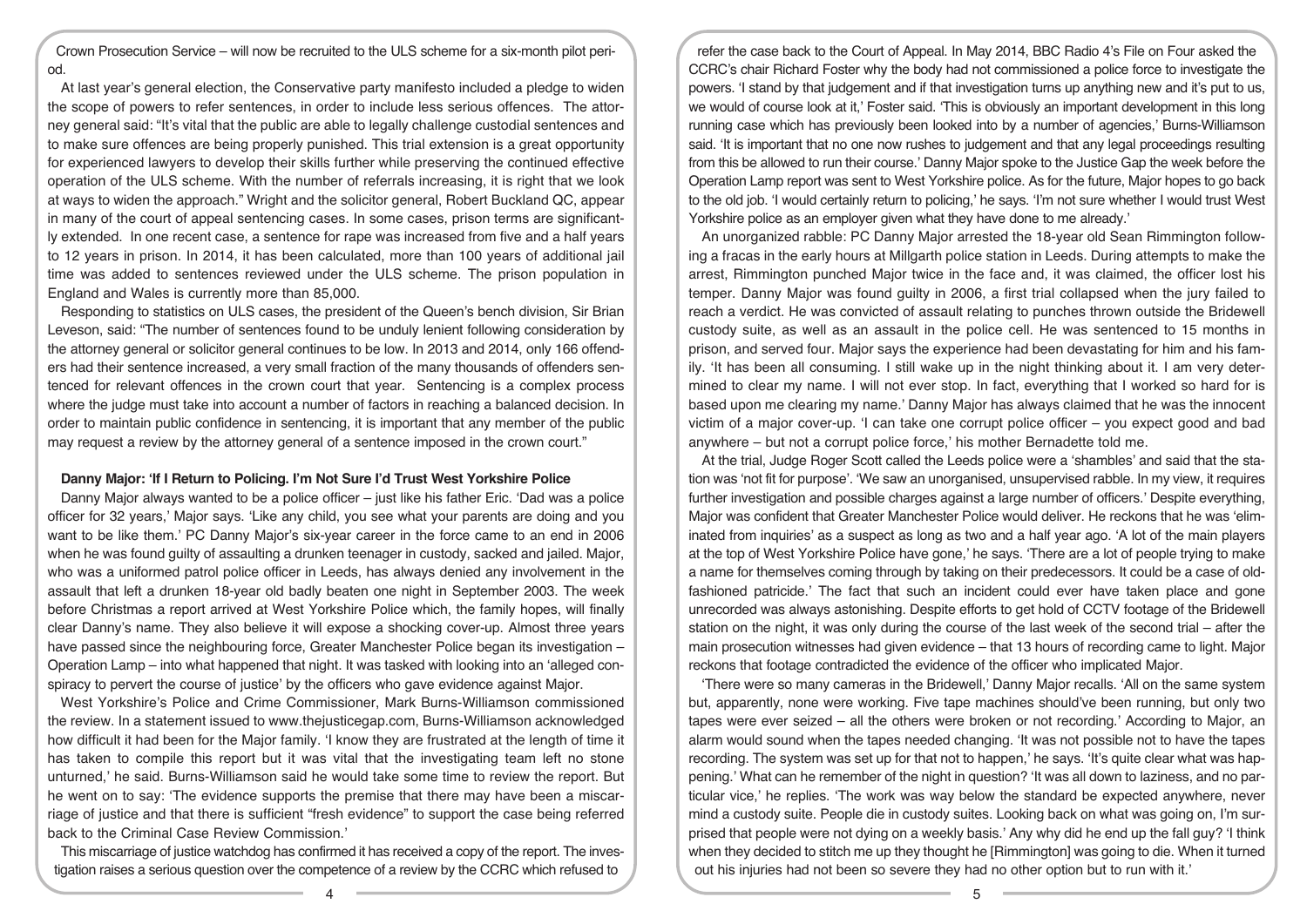Crown Prosecution Service – will now be recruited to the ULS scheme for a six-month pilot period.

At last year's general election, the Conservative party manifesto included a pledge to widen the scope of powers to refer sentences, in order to include less serious offences. The attorney general said: "It's vital that the public are able to legally challenge custodial sentences and to make sure offences are being properly punished. This trial extension is a great opportunity for experienced lawyers to develop their skills further while preserving the continued effective operation of the ULS scheme. With the number of referrals increasing, it is right that we look at ways to widen the approach." Wright and the solicitor general, Robert Buckland QC, appear in many of the court of appeal sentencing cases. In some cases, prison terms are significantly extended. In one recent case, a sentence for rape was increased from five and a half years to 12 years in prison. In 2014, it has been calculated, more than 100 years of additional jail time was added to sentences reviewed under the ULS scheme. The prison population in England and Wales is currently more than 85,000.

Responding to statistics on ULS cases, the president of the Queen's bench division, Sir Brian Leveson, said: "The number of sentences found to be unduly lenient following consideration by the attorney general or solicitor general continues to be low. In 2013 and 2014, only 166 offenders had their sentence increased, a very small fraction of the many thousands of offenders sentenced for relevant offences in the crown court that year. Sentencing is a complex process where the judge must take into account a number of factors in reaching a balanced decision. In order to maintain public confidence in sentencing, it is important that any member of the public may request a review by the attorney general of a sentence imposed in the crown court."

## Danny Major: 'If I Return to Policing. I'm Not Sure I'd Trust West Yorkshire Police

Danny Major always wanted to be a police officer – just like his father Eric. 'Dad was a police officer for 32 years,' Major says. 'Like any child, you see what your parents are doing and you want to be like them.' PC Danny Major's six-year career in the force came to an end in 2006 when he was found guilty of assaulting a drunken teenager in custody, sacked and jailed. Major, who was a uniformed patrol police officer in Leeds, has always denied any involvement in the assault that left a drunken 18-year old badly beaten one night in September 2003. The week before Christmas a report arrived at West Yorkshire Police which, the family hopes, will finally clear Danny's name. They also believe it will expose a shocking cover-up. Almost three years have passed since the neighbouring force, Greater Manchester Police began its investigation – Operation Lamp – into what happened that night. It was tasked with looking into an 'alleged conspiracy to pervert the course of justice' by the officers who gave evidence against Major.

West Yorkshire's Police and Crime Commissioner, Mark Burns-Williamson commissioned the review. In a statement issued to www.thejusticegap.com, Burns-Williamson acknowledged how difficult it had been for the Major family. 'I know they are frustrated at the length of time it has taken to compile this report but it was vital that the investigating team left no stone unturned,' he said. Burns-Williamson said he would take some time to review the report. But he went on to say: 'The evidence supports the premise that there may have been a miscarriage of justice and that there is sufficient "fresh evidence" to support the case being referred back to the Criminal Case Review Commission.'

This miscarriage of justice watchdog has confirmed it has received a copy of the report. The investigation raises a serious question over the competence of a review by the CCRC which refused to refer the case back to the Court of Appeal. In May 2014, BBC Radio 4's File on Four asked the CCRC's chair Richard Foster why the body had not commissioned a police force to investigate the powers. 'I stand by that judgement and if that investigation turns up anything new and it's put to us, we would of course look at it,' Foster said. 'This is obviously an important development in this long running case which has previously been looked into by a number of agencies,' Burns-Williamson said. 'It is important that no one rushes to judgement and that any legal proceedings resulting from this be allowed to run their course.' Danny Major spoke to the Justice Gap the week before the Operation Lamp report was sent to West Yorkshire police. As for the future, Major hopes to go back to the old job. 'I would certainly return to policing,' he says. 'I'm not sure whether I would trust West Yorkshire police as an employer given what they have done to me already.'

An unorganized rabble: PC Danny Major arrested the 18-year old Sean Rimmington following a fracas in the early hours at Millgarth police station in Leeds. During attempts to make the arrest, Rimmington punched Major twice in the face and, it was claimed, the officer lost his temper. Danny Major was found guilty in 2006, a first trial collapsed when the jury failed to reach a verdict. He was convicted of assault relating to punches thrown outside the Bridewell custody suite, as well as an assault in the police cell. He was sentenced to 15 months in prison, and served four. Major says the experience had been devastating for him and his family. 'It has been all consuming. I still wake up in the night thinking about it. I am very determined to clear my name. I will not ever stop. In fact, everything that I worked so hard for is based upon me clearing my name.' Danny Major has always claimed that he was the innocent victim of a major cover-up. 'I can take one corrupt police officer – you expect good and bad anywhere – but not a corrupt police force,' his mother Bernadette told me.

At the trial, Judge Roger Scott called the Leeds police were a 'shambles' and said that the station was 'not fit for purpose'. 'We saw an unorganised, unsupervised rabble. In my view, it requires further investigation and possible charges against a large number of officers.' Despite everything, Major was confident that Greater Manchester Police would deliver. He reckons that he was 'eliminated from inquiries' as a suspect as long as two and a half year ago. 'A lot of the main players at the top of West Yorkshire Police have gone,' he says. 'There are a lot of people trying to make a name for themselves coming through by taking on their predecessors. It could be a case of old-fashioned patricide.' The fact that such an incident could ever have taken place and gone unrecorded was always astonishing. Despite efforts to get hold of CCTV footage of the Bridewell station on the night, it was only during the course of the last week of the second trial – after the main prosecution witnesses had given evidence – that 13 hours of recording came to light. Major reckons that footage contradicted the evidence of the officer who implicated Major.

'There were so many cameras in the Bridewell,' Danny Major recalls. 'All on the same system but, apparently, none were working. Five tape machines should've been running, but only two tapes were ever seized – all the others were broken or not recording.' According to Major, an alarm would sound when the tapes needed changing. 'It was not possible not to have the tapes recording. The system was set up for that not to happen,' he says. 'It's quite clear what was happening.' What can he remember of the night in question? 'It was all down to laziness, and no particular vice,' he replies. 'The work was way below the standard be expected anywhere, never mind a custody suite. People die in custody suites. Looking back on what was going on, I'm surprised that people were not dying on a weekly basis.' Any why did he end up the fall guy? 'I think when they decided to stitch me up they thought he [Rimmington] was going to die. When it turned out his injuries had not been so severe they had no other option but to run with it.'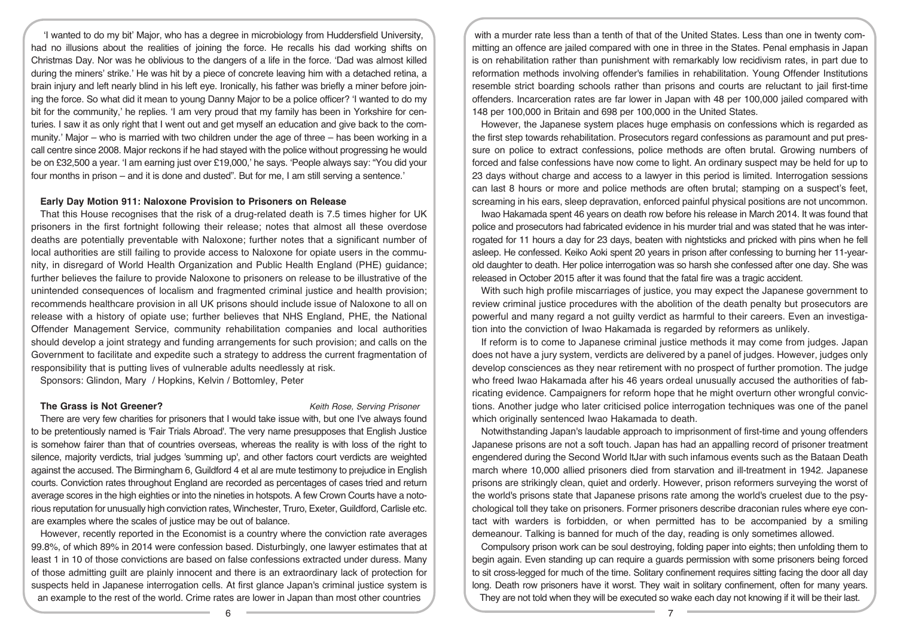'I wanted to do my bit' Major, who has a degree in microbiology from Huddersfield University, had no illusions about the realities of joining the force. He recalls his dad working shifts on Christmas Day. Nor was he oblivious to the dangers of a life in the force. 'Dad was almost killed during the miners' strike.' He was hit by a piece of concrete leaving him with a detached retina, a brain injury and left nearly blind in his left eye. Ironically, his father was briefly a miner before joining the force. So what did it mean to young Danny Major to be a police officer? 'I wanted to do my bit for the community,' he replies. 'I am very proud that my family has been in Yorkshire for centuries. I saw it as only right that I went out and get myself an education and give back to the community.' Major – who is married with two children under the age of three – has been working in a call centre since 2008. Major reckons if he had stayed with the police without progressing he would be on £32,500 a year. 'I am earning just over £19,000,' he says. 'People always say: "You did your four months in prison – and it is done and dusted". But for me, I am still serving a sentence.'

### Early Day Motion 911: Naloxone Provision to Prisoners on Release

That this House recognises that the risk of a drug-related death is 7.5 times higher for UK prisoners in the first fortnight following their release; notes that almost all these overdose deaths are potentially preventable with Naloxone; further notes that a significant number of local authorities are still failing to provide access to Naloxone for opiate users in the community, in disregard of World Health Organization and Public Health England (PHE) guidance; further believes the failure to provide Naloxone to prisoners on release to be illustrative of the unintended consequences of localism and fragmented criminal justice and health provision; recommends healthcare provision in all UK prisons should include issue of Naloxone to all on release with a history of opiate use; further believes that NHS England, PHE, the National Offender Management Service, community rehabilitation companies and local authorities should develop a joint strategy and funding arrangements for such provision; and calls on the Government to facilitate and expedite such a strategy to address the current fragmentation of responsibility that is putting lives of vulnerable adults needlessly at risk.

Sponsors: Glindon, Mary / Hopkins, Kelvin / Bottomley, Peter

### The Grass is Not Greener?

*Keith Rose, Serving Prisoner*

There are very few charities for prisoners that I would take issue with, but one I've always found to be pretentiously named is 'Fair Trials Abroad'. The very name presupposes that English Justice is somehow fairer than that of countries overseas, whereas the reality is with loss of the right to silence, majority verdicts, trial judges 'summing up', and other factors court verdicts are weighted against the accused. The Birmingham 6, Guildford 4 et al are mute testimony to prejudice in English courts. Conviction rates throughout England are recorded as percentages of cases tried and return average scores in the high eighties or into the nineties in hotspots. A few Crown Courts have a notorious reputation for unusually high conviction rates, Winchester, Truro, Exeter, Guildford, Carlisle etc. are examples where the scales of justice may be out of balance.

However, recently reported in the Economist is a country where the conviction rate averages 99.8%, of which 89% in 2014 were confession based. Disturbingly, one lawyer estimates that at least 1 in 10 of those convictions are based on false confessions extracted under duress. Many of those admitting guilt are plainly innocent and there is an extraordinary lack of protection for suspects held in Japanese interrogation cells. At first glance Japan's criminal justice system is an example to the rest of the world. Crime rates are lower in Japan than most other countries with a murder rate less than a tenth of that of the United States. Less than one in twenty committing an offence are jailed compared with one in three in the States. Penal emphasis in Japan is on rehabilitation rather than punishment with remarkably low recidivism rates, in part due to reformation methods involving offender's families in rehabilitation. Young Offender Institutions resemble strict boarding schools rather than prisons and courts are reluctant to jail first-time offenders. Incarceration rates are far lower in Japan with 48 per 100,000 jailed compared with 148 per 100,000 in Britain and 698 per 100,000 in the United States.

However, the Japanese system places huge emphasis on confessions which is regarded as the first step towards rehabilitation. Prosecutors regard confessions as paramount and put pressure on police to extract confessions, police methods are often brutal. Growing numbers of forced and false confessions have now come to light. An ordinary suspect may be held for up to 23 days without charge and access to a lawyer in this period is limited. Interrogation sessions can last 8 hours or more and police methods are often brutal; stamping on a suspect's feet, screaming in his ears, sleep depravation, enforced painful physical positions are not uncommon.

Iwao Hakamada spent 46 years on death row before his release in March 2014. It was found that police and prosecutors had fabricated evidence in his murder trial and was stated that he was interrogated for 11 hours a day for 23 days, beaten with nightsticks and pricked with pins when he fell asleep. He confessed. Keiko Aoki spent 20 years in prison after confessing to burning her 11-year-old daughter to death. Her police interrogation was so harsh she confessed after one day. She was released in October 2015 after it was found that the fatal fire was a tragic accident.

With such high profile miscarriages of justice, you may expect the Japanese government to review criminal justice procedures with the abolition of the death penalty but prosecutors are powerful and many regard a not guilty verdict as harmful to their careers. Even an investigation into the conviction of Iwao Hakamada is regarded by reformers as unlikely.

If reform is to come to Japanese criminal justice methods it may come from judges. Japan does not have a jury system, verdicts are delivered by a panel of judges. However, judges only develop consciences as they near retirement with no prospect of further promotion. The judge who freed Iwao Hakamada after his 46 years ordeal unusually accused the authorities of fabricating evidence. Campaigners for reform hope that he might overturn other wrongful convictions. Another judge who later criticised police interrogation techniques was one of the panel which originally sentenced Iwao Hakamada to death.

Notwithstanding Japan's laudable approach to imprisonment of first-time and young offenders Japanese prisons are not a soft touch. Japan has had an appalling record of prisoner treatment engendered during the Second World ltJar with such infamous events such as the Bataan Death march where 10,000 allied prisoners died from starvation and ill-treatment in 1942. Japanese prisons are strikingly clean, quiet and orderly. However, prison reformers surveying the worst of the world's prisons state that Japanese prisons rate among the world's cruelest due to the psychological toll they take on prisoners. Former prisoners describe draconian rules where eye contact with warders is forbidden, or when permitted has to be accompanied by a smiling demeanour. Talking is banned for much of the day, reading is only sometimes allowed.

Compulsory prison work can be soul destroying, folding paper into eights; then unfolding them to begin again. Even standing up can require a guards permission with some prisoners being forced to sit cross-legged for much of the time. Solitary confinement requires sitting facing the door all day long. Death row prisoners have it worst. They wait in solitary confinement, often for many years. They are not told when they will be executed so wake each day not knowing if it will be their last.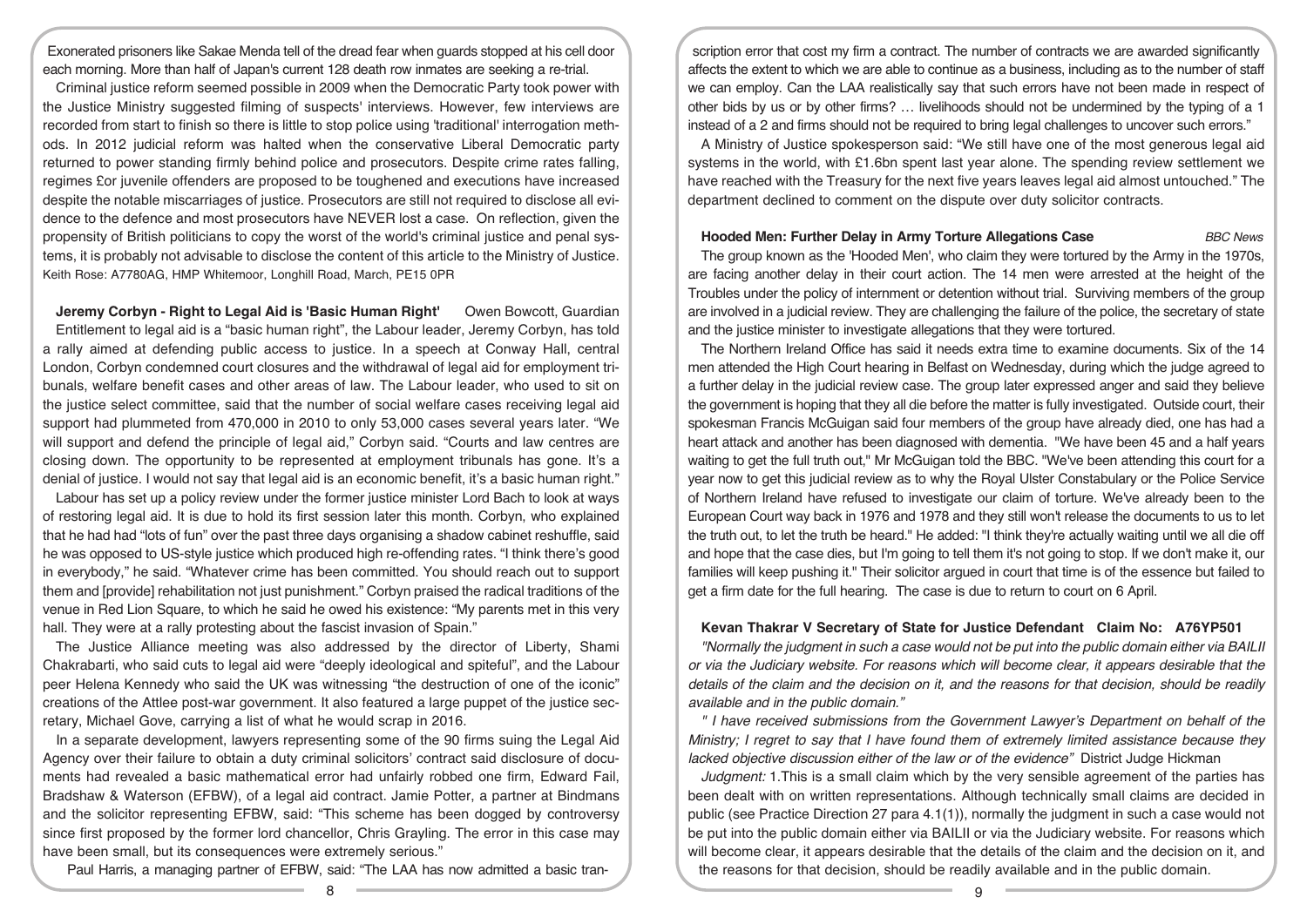Exonerated prisoners like Sakae Menda tell of the dread fear when guards stopped at his cell door each morning. More than half of Japan's current 128 death row inmates are seeking a re-trial.

Criminal justice reform seemed possible in 2009 when the Democratic Party took power with the Justice Ministry suggested filming of suspects' interviews. However, few interviews are recorded from start to finish so there is little to stop police using 'traditional' interrogation methods. In 2012 judicial reform was halted when the conservative Liberal Democratic party returned to power standing firmly behind police and prosecutors. Despite crime rates falling, regimes £or juvenile offenders are proposed to be toughened and executions have increased despite the notable miscarriages of justice. Prosecutors are still not required to disclose all evidence to the defence and most prosecutors have NEVER lost a case. On reflection, given the propensity of British politicians to copy the worst of the world's criminal justice and penal systems, it is probably not advisable to disclose the content of this article to the Ministry of Justice. Keith Rose: A7780AG, HMP Whitemoor, Longhill Road, March, PE15 0PR

### Jeremy Corbyn - Right to Legal Aid is 'Basic Human Right'

Owen Bowcott, Guardian

Entitlement to legal aid is a "basic human right", the Labour leader, Jeremy Corbyn, has told a rally aimed at defending public access to justice. In a speech at Conway Hall, central London, Corbyn condemned court closures and the withdrawal of legal aid for employment tribunals, welfare benefit cases and other areas of law. The Labour leader, who used to sit on the justice select committee, said that the number of social welfare cases receiving legal aid support had plummeted from 470,000 in 2010 to only 53,000 cases several years later. "We will support and defend the principle of legal aid," Corbyn said. "Courts and law centres are closing down. The opportunity to be represented at employment tribunals has gone. It's a denial of justice. I would not say that legal aid is an economic benefit, it's a basic human right."

Labour has set up a policy review under the former justice minister Lord Bach to look at ways of restoring legal aid. It is due to hold its first session later this month. Corbyn, who explained that he had had "lots of fun" over the past three days organising a shadow cabinet reshuffle, said he was opposed to US-style justice which produced high re-offending rates. "I think there's good in everybody," he said. "Whatever crime has been committed. You should reach out to support them and [provide] rehabilitation not just punishment." Corbyn praised the radical traditions of the venue in Red Lion Square, to which he said he owed his existence: "My parents met in this very hall. They were at a rally protesting about the fascist invasion of Spain."

The Justice Alliance meeting was also addressed by the director of Liberty, Shami Chakrabarti, who said cuts to legal aid were "deeply ideological and spiteful", and the Labour peer Helena Kennedy who said the UK was witnessing "the destruction of one of the iconic" creations of the Attlee post-war government. It also featured a large puppet of the justice secretary, Michael Gove, carrying a list of what he would scrap in 2016.

In a separate development, lawyers representing some of the 90 firms suing the Legal Aid Agency over their failure to obtain a duty criminal solicitors' contract said disclosure of documents had revealed a basic mathematical error had unfairly robbed one firm, Edward Fail, Bradshaw & Waterson (EFBW), of a legal aid contract. Jamie Potter, a partner at Bindmans and the solicitor representing EFBW, said: "This scheme has been dogged by controversy since first proposed by the former lord chancellor, Chris Grayling. The error in this case may have been small, but its consequences were extremely serious."

Paul Harris, a managing partner of EFBW, said: "The LAA has now admitted a basic transcription error that cost my firm a contract. The number of contracts we are awarded significantly affects the extent to which we are able to continue as a business, including as to the number of staff we can employ. Can the LAA realistically say that such errors have not been made in respect of other bids by us or by other firms? … livelihoods should not be undermined by the typing of a 1 instead of a 2 and firms should not be required to bring legal challenges to uncover such errors."

A Ministry of Justice spokesperson said: "We still have one of the most generous legal aid systems in the world, with £1.6bn spent last year alone. The spending review settlement we have reached with the Treasury for the next five years leaves legal aid almost untouched." The department declined to comment on the dispute over duty solicitor contracts.

### Hooded Men: Further Delay in Army Torture Allegations Case

*BBC News*

The group known as the 'Hooded Men', who claim they were tortured by the Army in the 1970s, are facing another delay in their court action. The 14 men were arrested at the height of the Troubles under the policy of internment or detention without trial. Surviving members of the group are involved in a judicial review. They are challenging the failure of the police, the secretary of state and the justice minister to investigate allegations that they were tortured.

The Northern Ireland Office has said it needs extra time to examine documents. Six of the 14 men attended the High Court hearing in Belfast on Wednesday, during which the judge agreed to a further delay in the judicial review case. The group later expressed anger and said they believe the government is hoping that they all die before the matter is fully investigated. Outside court, their spokesman Francis McGuigan said four members of the group have already died, one has had a heart attack and another has been diagnosed with dementia. "We have been 45 and a half years waiting to get the full truth out," Mr McGuigan told the BBC. "We've been attending this court for a year now to get this judicial review as to why the Royal Ulster Constabulary or the Police Service of Northern Ireland have refused to investigate our claim of torture. We've already been to the European Court way back in 1976 and 1978 and they still won't release the documents to us to let the truth out, to let the truth be heard." He added: "I think they're actually waiting until we all die off and hope that the case dies, but I'm going to tell them it's not going to stop. If we don't make it, our families will keep pushing it." Their solicitor argued in court that time is of the essence but failed to get a firm date for the full hearing. The case is due to return to court on 6 April.

### Kevan Thakrar V Secretary of State for Justice Defendant Claim No: A76YP501

*"Normally the judgment in such a case would not be put into the public domain either via BAILII or via the Judiciary website. For reasons which will become clear, it appears desirable that the details of the claim and the decision on it, and the reasons for that decision, should be readily available and in the public domain."*

*" I have received submissions from the Government Lawyer's Department on behalf of the Ministry; I regret to say that I have found them of extremely limited assistance because they lacked objective discussion either of the law or of the evidence"* District Judge Hickman

*Judgment:* 1.This is a small claim which by the very sensible agreement of the parties has been dealt with on written representations. Although technically small claims are decided in public (see Practice Direction 27 para 4.1(1)), normally the judgment in such a case would not be put into the public domain either via BAILII or via the Judiciary website. For reasons which will become clear, it appears desirable that the details of the claim and the decision on it, and the reasons for that decision, should be readily available and in the public domain.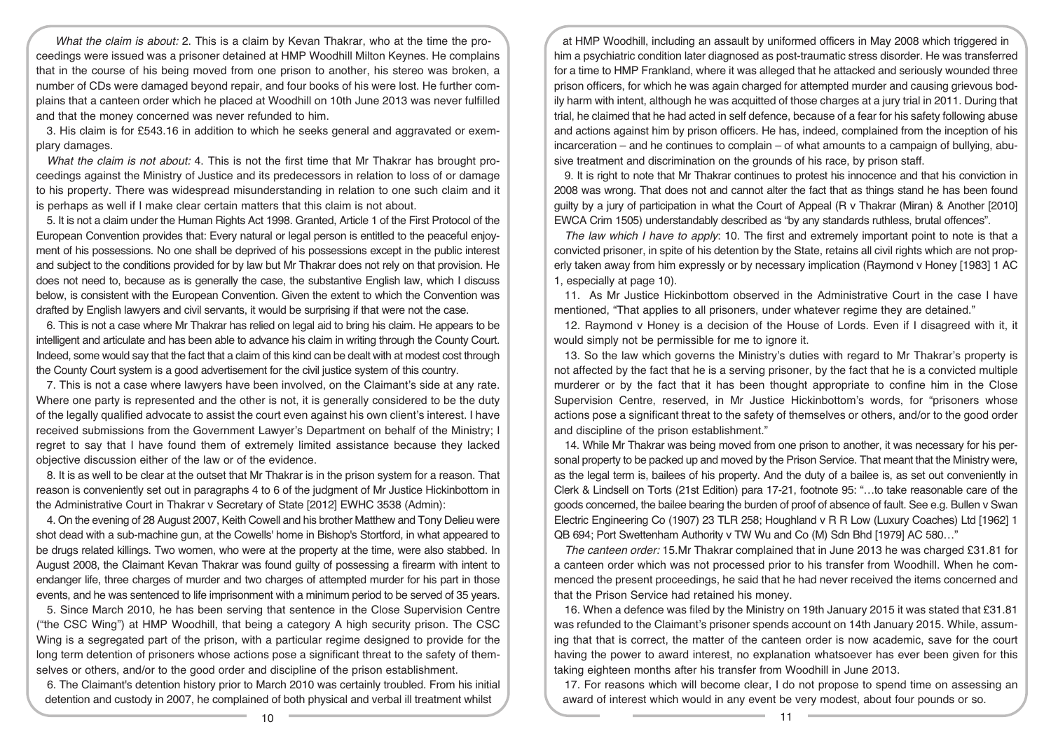*What the claim is about:* 2. This is a claim by Kevan Thakrar, who at the time the proceedings were issued was a prisoner detained at HMP Woodhill Milton Keynes. He complains that in the course of his being moved from one prison to another, his stereo was broken, a number of CDs were damaged beyond repair, and four books of his were lost. He further complains that a canteen order which he placed at Woodhill on 10th June 2013 was never fulfilled and that the money concerned was never refunded to him.

3. His claim is for £543.16 in addition to which he seeks general and aggravated or exemplary damages.

*What the claim is not about:* 4. This is not the first time that Mr Thakrar has brought proceedings against the Ministry of Justice and its predecessors in relation to loss of or damage to his property. There was widespread misunderstanding in relation to one such claim and it is perhaps as well if I make clear certain matters that this claim is not about.

5. It is not a claim under the Human Rights Act 1998. Granted, Article 1 of the First Protocol of the European Convention provides that: Every natural or legal person is entitled to the peaceful enjoyment of his possessions. No one shall be deprived of his possessions except in the public interest and subject to the conditions provided for by law but Mr Thakrar does not rely on that provision. He does not need to, because as is generally the case, the substantive English law, which I discuss below, is consistent with the European Convention. Given the extent to which the Convention was drafted by English lawyers and civil servants, it would be surprising if that were not the case.

6. This is not a case where Mr Thakrar has relied on legal aid to bring his claim. He appears to be intelligent and articulate and has been able to advance his claim in writing through the County Court. Indeed, some would say that the fact that a claim of this kind can be dealt with at modest cost through the County Court system is a good advertisement for the civil justice system of this country.

7. This is not a case where lawyers have been involved, on the Claimant's side at any rate. Where one party is represented and the other is not, it is generally considered to be the duty of the legally qualified advocate to assist the court even against his own client's interest. I have received submissions from the Government Lawyer's Department on behalf of the Ministry; I regret to say that I have found them of extremely limited assistance because they lacked objective discussion either of the law or of the evidence.

8. It is as well to be clear at the outset that Mr Thakrar is in the prison system for a reason. That reason is conveniently set out in paragraphs 4 to 6 of the judgment of Mr Justice Hickinbottom in the Administrative Court in Thakrar v Secretary of State [2012] EWHC 3538 (Admin):

4. On the evening of 28 August 2007, Keith Cowell and his brother Matthew and Tony Delieu were shot dead with a sub-machine gun, at the Cowells' home in Bishop's Stortford, in what appeared to be drugs related killings. Two women, who were at the property at the time, were also stabbed. In August 2008, the Claimant Kevan Thakrar was found guilty of possessing a firearm with intent to endanger life, three charges of murder and two charges of attempted murder for his part in those events, and he was sentenced to life imprisonment with a minimum period to be served of 35 years.

5. Since March 2010, he has been serving that sentence in the Close Supervision Centre ("the CSC Wing") at HMP Woodhill, that being a category A high security prison. The CSC Wing is a segregated part of the prison, with a particular regime designed to provide for the long term detention of prisoners whose actions pose a significant threat to the safety of themselves or others, and/or to the good order and discipline of the prison establishment.

6. The Claimant's detention history prior to March 2010 was certainly troubled. From his initial detention and custody in 2007, he complained of both physical and verbal ill treatment whilst at HMP Woodhill, including an assault by uniformed officers in May 2008 which triggered in him a psychiatric condition later diagnosed as post-traumatic stress disorder. He was transferred for a time to HMP Frankland, where it was alleged that he attacked and seriously wounded three prison officers, for which he was again charged for attempted murder and causing grievous bodily harm with intent, although he was acquitted of those charges at a jury trial in 2011. During that trial, he claimed that he had acted in self defence, because of a fear for his safety following abuse and actions against him by prison officers. He has, indeed, complained from the inception of his incarceration – and he continues to complain – of what amounts to a campaign of bullying, abusive treatment and discrimination on the grounds of his race, by prison staff.

9. It is right to note that Mr Thakrar continues to protest his innocence and that his conviction in 2008 was wrong. That does not and cannot alter the fact that as things stand he has been found guilty by a jury of participation in what the Court of Appeal (R v Thakrar (Miran) & Another [2010] EWCA Crim 1505) understandably described as "by any standards ruthless, brutal offences".

*The law which I have to apply*: 10. The first and extremely important point to note is that a convicted prisoner, in spite of his detention by the State, retains all civil rights which are not properly taken away from him expressly or by necessary implication (Raymond v Honey [1983] 1 AC 1, especially at page 10).

11. As Mr Justice Hickinbottom observed in the Administrative Court in the case I have mentioned, "That applies to all prisoners, under whatever regime they are detained."

12. Raymond v Honey is a decision of the House of Lords. Even if I disagreed with it, it would simply not be permissible for me to ignore it.

13. So the law which governs the Ministry's duties with regard to Mr Thakrar's property is not affected by the fact that he is a serving prisoner, by the fact that he is a convicted multiple murderer or by the fact that it has been thought appropriate to confine him in the Close Supervision Centre, reserved, in Mr Justice Hickinbottom's words, for "prisoners whose actions pose a significant threat to the safety of themselves or others, and/or to the good order and discipline of the prison establishment."

14. While Mr Thakrar was being moved from one prison to another, it was necessary for his personal property to be packed up and moved by the Prison Service. That meant that the Ministry were, as the legal term is, bailees of his property. And the duty of a bailee is, as set out conveniently in Clerk & Lindsell on Torts (21st Edition) para 17-21, footnote 95: "…to take reasonable care of the goods concerned, the bailee bearing the burden of proof of absence of fault. See e.g. Bullen v Swan Electric Engineering Co (1907) 23 TLR 258; Houghland v R R Low (Luxury Coaches) Ltd [1962] 1 QB 694; Port Swettenham Authority v TW Wu and Co (M) Sdn Bhd [1979] AC 580…"

*The canteen order:* 15. Mr Thakrar complained that in June 2013 he was charged £31.81 for a canteen order which was not processed prior to his transfer from Woodhill. When he commenced the present proceedings, he said that he had never received the items concerned and that the Prison Service had retained his money.

16. When a defence was filed by the Ministry on 19th January 2015 it was stated that £31.81 was refunded to the Claimant's prisoner spends account on 14th January 2015. While, assuming that that is correct, the matter of the canteen order is now academic, save for the court having the power to award interest, no explanation whatsoever has ever been given for this taking eighteen months after his transfer from Woodhill in June 2013.

17. For reasons which will become clear, I do not propose to spend time on assessing an award of interest which would in any event be very modest, about four pounds or so.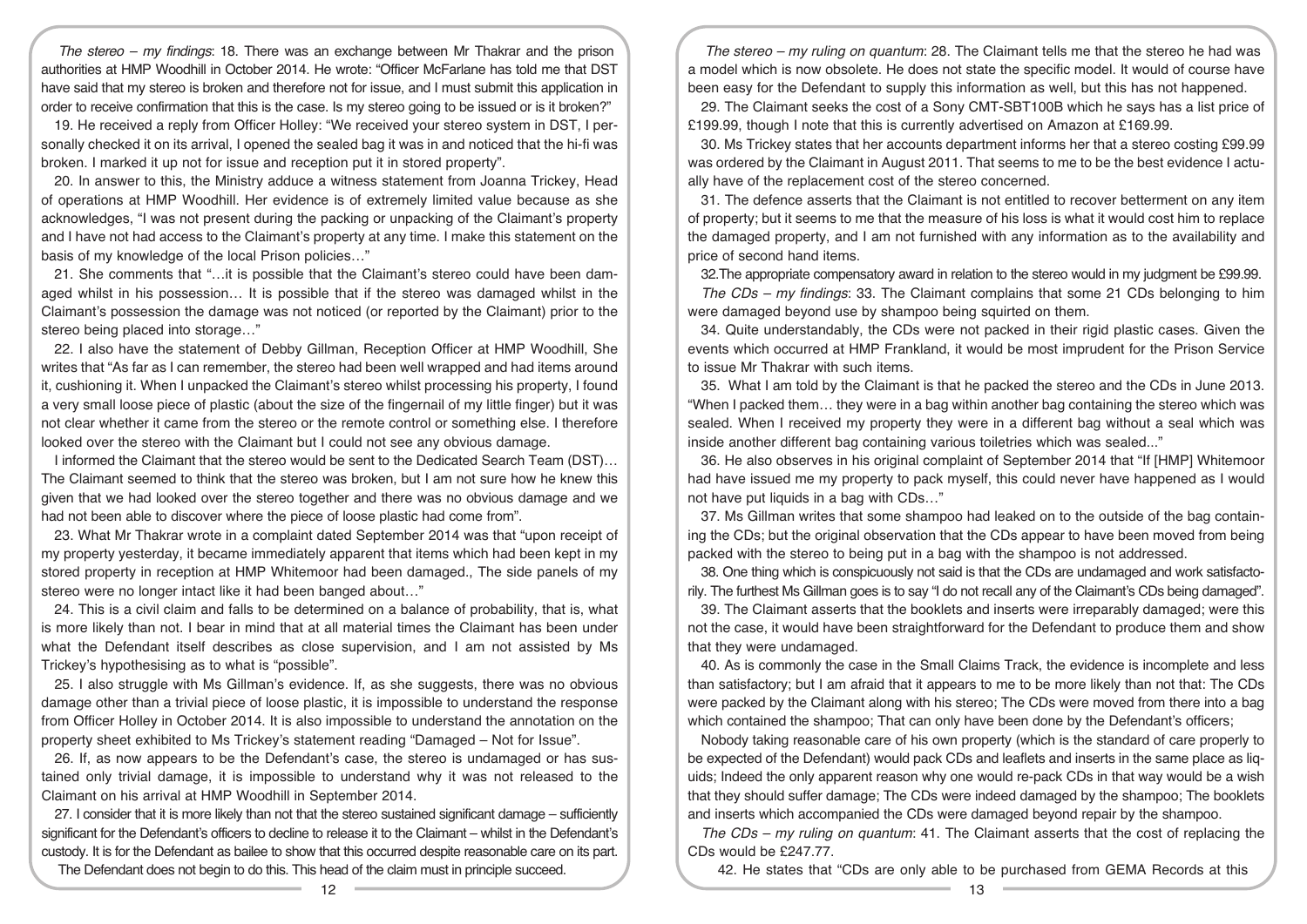*The stereo – my findings*: 18. There was an exchange between Mr Thakrar and the prison authorities at HMP Woodhill in October 2014. He wrote: "Officer McFarlane has told me that DST have said that my stereo is broken and therefore not for issue, and I must submit this application in order to receive confirmation that this is the case. Is my stereo going to be issued or is it broken?"

19. He received a reply from Officer Holley: "We received your stereo system in DST, I personally checked it on its arrival, I opened the sealed bag it was in and noticed that the hi-fi was broken. I marked it up not for issue and reception put it in stored property".

20. In answer to this, the Ministry adduce a witness statement from Joanna Trickey, Head of operations at HMP Woodhill. Her evidence is of extremely limited value because as she acknowledges, "I was not present during the packing or unpacking of the Claimant's property and I have not had access to the Claimant's property at any time. I make this statement on the basis of my knowledge of the local Prison policies…"

21. She comments that "…it is possible that the Claimant's stereo could have been damaged whilst in his possession… It is possible that if the stereo was damaged whilst in the Claimant's possession the damage was not noticed (or reported by the Claimant) prior to the stereo being placed into storage…"

22. I also have the statement of Debby Gillman, Reception Officer at HMP Woodhill, She writes that "As far as I can remember, the stereo had been well wrapped and had items around it, cushioning it. When I unpacked the Claimant's stereo whilst processing his property, I found a very small loose piece of plastic (about the size of the fingernail of my little finger) but it was not clear whether it came from the stereo or the remote control or something else. I therefore looked over the stereo with the Claimant but I could not see any obvious damage.

I informed the Claimant that the stereo would be sent to the Dedicated Search Team (DST)… The Claimant seemed to think that the stereo was broken, but I am not sure how he knew this given that we had looked over the stereo together and there was no obvious damage and we had not been able to discover where the piece of loose plastic had come from".

23. What Mr Thakrar wrote in a complaint dated September 2014 was that "upon receipt of my property yesterday, it became immediately apparent that items which had been kept in my stored property in reception at HMP Whitemoor had been damaged., The side panels of my stereo were no longer intact like it had been banged about…"

24. This is a civil claim and falls to be determined on a balance of probability, that is, what is more likely than not. I bear in mind that at all material times the Claimant has been under what the Defendant itself describes as close supervision, and I am not assisted by Ms Trickey's hypothesising as to what is "possible".

25. I also struggle with Ms Gillman's evidence. If, as she suggests, there was no obvious damage other than a trivial piece of loose plastic, it is impossible to understand the response from Officer Holley in October 2014. It is also impossible to understand the annotation on the property sheet exhibited to Ms Trickey's statement reading "Damaged – Not for Issue".

26. If, as now appears to be the Defendant's case, the stereo is undamaged or has sustained only trivial damage, it is impossible to understand why it was not released to the Claimant on his arrival at HMP Woodhill in September 2014.

27. I consider that it is more likely than not that the stereo sustained significant damage – sufficiently significant for the Defendant's officers to decline to release it to the Claimant – whilst in the Defendant's custody. It is for the Defendant as bailee to show that this occurred despite reasonable care on its part. The Defendant does not begin to do this. This head of the claim must in principle succeed.

*The stereo – my ruling on quantum*: 28. The Claimant tells me that the stereo he had was a model which is now obsolete. He does not state the specific model. It would of course have been easy for the Defendant to supply this information as well, but this has not happened.

29. The Claimant seeks the cost of a Sony CMT-SBT100B which he says has a list price of £199.99, though I note that this is currently advertised on Amazon at £169.99.

30. Ms Trickey states that her accounts department informs her that a stereo costing £99.99 was ordered by the Claimant in August 2011. That seems to me to be the best evidence I actually have of the replacement cost of the stereo concerned.

31. The defence asserts that the Claimant is not entitled to recover betterment on any item of property; but it seems to me that the measure of his loss is what it would cost him to replace the damaged property, and I am not furnished with any information as to the availability and price of second hand items.

32. The appropriate compensatory award in relation to the stereo would in my judgment be £99.99.

*The CDs – my findings*: 33. The Claimant complains that some 21 CDs belonging to him were damaged beyond use by shampoo being squirted on them.

34. Quite understandably, the CDs were not packed in their rigid plastic cases. Given the events which occurred at HMP Frankland, it would be most imprudent for the Prison Service to issue Mr Thakrar with such items.

35. What I am told by the Claimant is that he packed the stereo and the CDs in June 2013. "When I packed them… they were in a bag within another bag containing the stereo which was sealed. When I received my property they were in a different bag without a seal which was inside another different bag containing various toiletries which was sealed..."

36. He also observes in his original complaint of September 2014 that "If [HMP] Whitemoor had have issued me my property to pack myself, this could never have happened as I would not have put liquids in a bag with CDs…"

37. Ms Gillman writes that some shampoo had leaked on to the outside of the bag containing the CDs; but the original observation that the CDs appear to have been moved from being packed with the stereo to being put in a bag with the shampoo is not addressed.

38. One thing which is conspicuously not said is that the CDs are undamaged and work satisfactorily. The furthest Ms Gillman goes is to say "I do not recall any of the Claimant's CDs being damaged".

39. The Claimant asserts that the booklets and inserts were irreparably damaged; were this not the case, it would have been straightforward for the Defendant to produce them and show that they were undamaged.

40. As is commonly the case in the Small Claims Track, the evidence is incomplete and less than satisfactory; but I am afraid that it appears to me to be more likely than not that: The CDs were packed by the Claimant along with his stereo; The CDs were moved from there into a bag which contained the shampoo; That can only have been done by the Defendant's officers;

Nobody taking reasonable care of his own property (which is the standard of care properly to be expected of the Defendant) would pack CDs and leaflets and inserts in the same place as liquids; Indeed the only apparent reason why one would re-pack CDs in that way would be a wish that they should suffer damage; The CDs were indeed damaged by the shampoo; The booklets and inserts which accompanied the CDs were damaged beyond repair by the shampoo.

*The CDs – my ruling on quantum*: 41. The Claimant asserts that the cost of replacing the CDs would be £247.77.

42. He states that "CDs are only able to be purchased from GEMA Records at this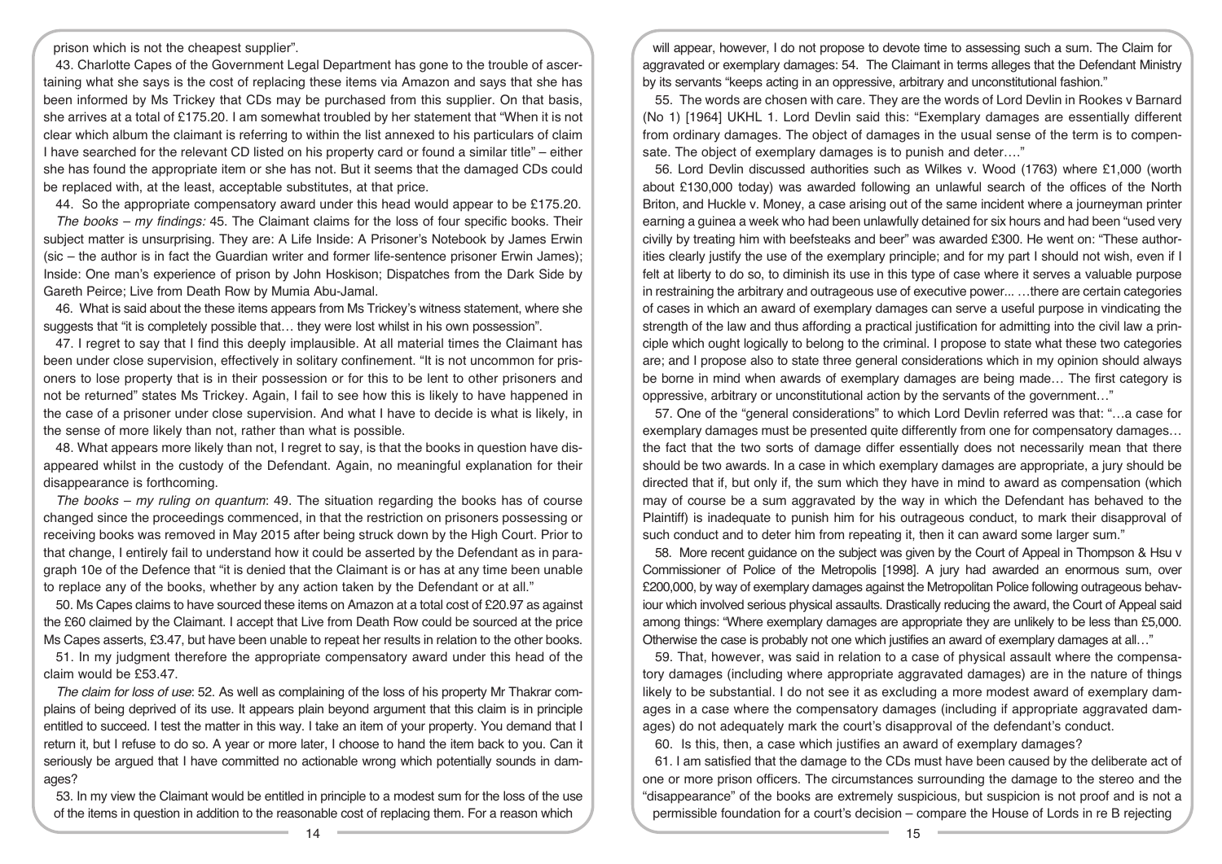prison which is not the cheapest supplier".

43. Charlotte Capes of the Government Legal Department has gone to the trouble of ascertaining what she says is the cost of replacing these items via Amazon and says that she has been informed by Ms Trickey that CDs may be purchased from this supplier. On that basis, she arrives at a total of £175.20. I am somewhat troubled by her statement that "When it is not clear which album the claimant is referring to within the list annexed to his particulars of claim I have searched for the relevant CD listed on his property card or found a similar title" – either she has found the appropriate item or she has not. But it seems that the damaged CDs could be replaced with, at the least, acceptable substitutes, at that price.

44. So the appropriate compensatory award under this head would appear to be £175.20.

*The books – my findings:* 45. The Claimant claims for the loss of four specific books. Their subject matter is unsurprising. They are: A Life Inside: A Prisoner's Notebook by James Erwin (sic – the author is in fact the Guardian writer and former life-sentence prisoner Erwin James); Inside: One man's experience of prison by John Hoskison; Dispatches from the Dark Side by Gareth Peirce; Live from Death Row by Mumia Abu-Jamal.

46. What is said about the these items appears from Ms Trickey's witness statement, where she suggests that "it is completely possible that… they were lost whilst in his own possession".

47. I regret to say that I find this deeply implausible. At all material times the Claimant has been under close supervision, effectively in solitary confinement. "It is not uncommon for prisoners to lose property that is in their possession or for this to be lent to other prisoners and not be returned" states Ms Trickey. Again, I fail to see how this is likely to have happened in the case of a prisoner under close supervision. And what I have to decide is what is likely, in the sense of more likely than not, rather than what is possible.

48. What appears more likely than not, I regret to say, is that the books in question have disappeared whilst in the custody of the Defendant. Again, no meaningful explanation for their disappearance is forthcoming.

*The books – my ruling on quantum*: 49. The situation regarding the books has of course changed since the proceedings commenced, in that the restriction on prisoners possessing or receiving books was removed in May 2015 after being struck down by the High Court. Prior to that change, I entirely fail to understand how it could be asserted by the Defendant as in paragraph 10e of the Defence that "it is denied that the Claimant is or has at any time been unable to replace any of the books, whether by any action taken by the Defendant or at all."

50. Ms Capes claims to have sourced these items on Amazon at a total cost of £20.97 as against the £60 claimed by the Claimant. I accept that Live from Death Row could be sourced at the price Ms Capes asserts, £3.47, but have been unable to repeat her results in relation to the other books.

51. In my judgment therefore the appropriate compensatory award under this head of the claim would be £53.47.

*The claim for loss of use*: 52. As well as complaining of the loss of his property Mr Thakrar complains of being deprived of its use. It appears plain beyond argument that this claim is in principle entitled to succeed. I test the matter in this way. I take an item of your property. You demand that I return it, but I refuse to do so. A year or more later, I choose to hand the item back to you. Can it seriously be argued that I have committed no actionable wrong which potentially sounds in damages?

53. In my view the Claimant would be entitled in principle to a modest sum for the loss of the use of the items in question in addition to the reasonable cost of replacing them. For a reason which will appear, however, I do not propose to devote time to assessing such a sum. The Claim for aggravated or exemplary damages: 54. The Claimant in terms alleges that the Defendant Ministry by its servants "keeps acting in an oppressive, arbitrary and unconstitutional fashion."

55. The words are chosen with care. They are the words of Lord Devlin in Rookes v Barnard (No 1) [1964] UKHL 1. Lord Devlin said this: "Exemplary damages are essentially different from ordinary damages. The object of damages in the usual sense of the term is to compensate. The object of exemplary damages is to punish and deter…."

56. Lord Devlin discussed authorities such as Wilkes v. Wood (1763) where £1,000 (worth about £130,000 today) was awarded following an unlawful search of the offices of the North Briton, and Huckle v. Money, a case arising out of the same incident where a journeyman printer earning a guinea a week who had been unlawfully detained for six hours and had been "used very civilly by treating him with beefsteaks and beer" was awarded £300. He went on: "These authorities clearly justify the use of the exemplary principle; and for my part I should not wish, even if I felt at liberty to do so, to diminish its use in this type of case where it serves a valuable purpose in restraining the arbitrary and outrageous use of executive power... …there are certain categories of cases in which an award of exemplary damages can serve a useful purpose in vindicating the strength of the law and thus affording a practical justification for admitting into the civil law a principle which ought logically to belong to the criminal. I propose to state what these two categories are; and I propose also to state three general considerations which in my opinion should always be borne in mind when awards of exemplary damages are being made… The first category is oppressive, arbitrary or unconstitutional action by the servants of the government…"

57. One of the "general considerations" to which Lord Devlin referred was that: "…a case for exemplary damages must be presented quite differently from one for compensatory damages… the fact that the two sorts of damage differ essentially does not necessarily mean that there should be two awards. In a case in which exemplary damages are appropriate, a jury should be directed that if, but only if, the sum which they have in mind to award as compensation (which may of course be a sum aggravated by the way in which the Defendant has behaved to the Plaintiff) is inadequate to punish him for his outrageous conduct, to mark their disapproval of such conduct and to deter him from repeating it, then it can award some larger sum."

58. More recent guidance on the subject was given by the Court of Appeal in Thompson & Hsu v Commissioner of Police of the Metropolis [1998]. A jury had awarded an enormous sum, over £200,000, by way of exemplary damages against the Metropolitan Police following outrageous behaviour which involved serious physical assaults. Drastically reducing the award, the Court of Appeal said among things: "Where exemplary damages are appropriate they are unlikely to be less than £5,000. Otherwise the case is probably not one which justifies an award of exemplary damages at all…"

59. That, however, was said in relation to a case of physical assault where the compensatory damages (including where appropriate aggravated damages) are in the nature of things likely to be substantial. I do not see it as excluding a more modest award of exemplary damages in a case where the compensatory damages (including if appropriate aggravated damages) do not adequately mark the court's disapproval of the defendant's conduct.

60. Is this, then, a case which justifies an award of exemplary damages?

61. I am satisfied that the damage to the CDs must have been caused by the deliberate act of one or more prison officers. The circumstances surrounding the damage to the stereo and the "disappearance" of the books are extremely suspicious, but suspicion is not proof and is not a permissible foundation for a court's decision – compare the House of Lords in re B rejecting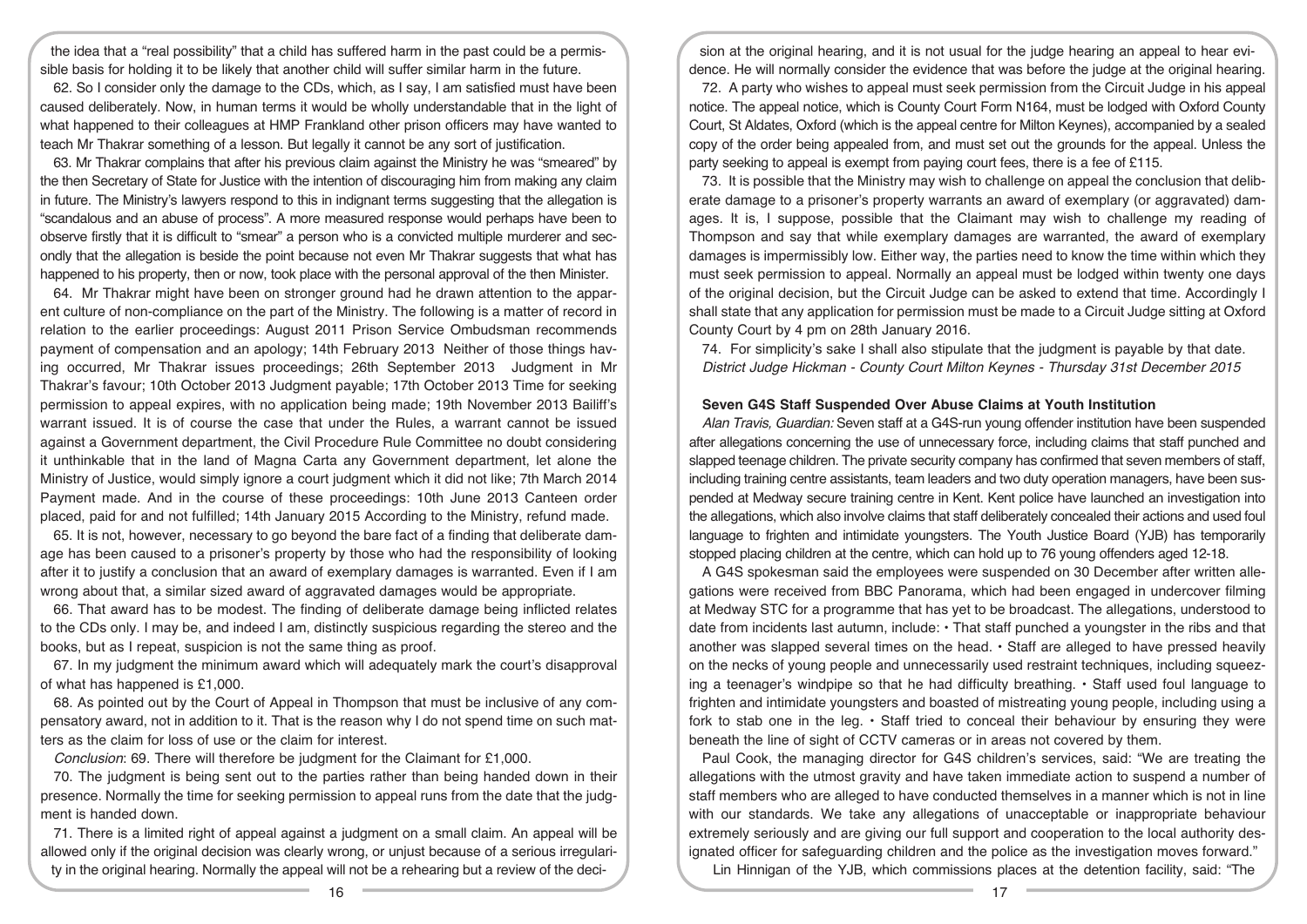the idea that a "real possibility" that a child has suffered harm in the past could be a permissible basis for holding it to be likely that another child will suffer similar harm in the future.

62. So I consider only the damage to the CDs, which, as I say, I am satisfied must have been caused deliberately. Now, in human terms it would be wholly understandable that in the light of what happened to their colleagues at HMP Frankland other prison officers may have wanted to teach Mr Thakrar something of a lesson. But legally it cannot be any sort of justification.

63. Mr Thakrar complains that after his previous claim against the Ministry he was "smeared" by the then Secretary of State for Justice with the intention of discouraging him from making any claim in future. The Ministry's lawyers respond to this in indignant terms suggesting that the allegation is "scandalous and an abuse of process". A more measured response would perhaps have been to observe firstly that it is difficult to "smear" a person who is a convicted multiple murderer and secondly that the allegation is beside the point because not even Mr Thakrar suggests that what has happened to his property, then or now, took place with the personal approval of the then Minister.

64. Mr Thakrar might have been on stronger ground had he drawn attention to the apparent culture of non-compliance on the part of the Ministry. The following is a matter of record in relation to the earlier proceedings: August 2011 Prison Service Ombudsman recommends payment of compensation and an apology; 14th February 2013 Neither of those things having occurred, Mr Thakrar issues proceedings; 26th September 2013 Judgment in Mr Thakrar's favour; 10th October 2013 Judgment payable; 17th October 2013 Time for seeking permission to appeal expires, with no application being made; 19th November 2013 Bailiff's warrant issued. It is of course the case that under the Rules, a warrant cannot be issued against a Government department, the Civil Procedure Rule Committee no doubt considering it unthinkable that in the land of Magna Carta any Government department, let alone the Ministry of Justice, would simply ignore a court judgment which it did not like; 7th March 2014 Payment made. And in the course of these proceedings: 10th June 2013 Canteen order placed, paid for and not fulfilled; 14th January 2015 According to the Ministry, refund made.

65. It is not, however, necessary to go beyond the bare fact of a finding that deliberate damage has been caused to a prisoner's property by those who had the responsibility of looking after it to justify a conclusion that an award of exemplary damages is warranted. Even if I am wrong about that, a similar sized award of aggravated damages would be appropriate.

66. That award has to be modest. The finding of deliberate damage being inflicted relates to the CDs only. I may be, and indeed I am, distinctly suspicious regarding the stereo and the books, but as I repeat, suspicion is not the same thing as proof.

67. In my judgment the minimum award which will adequately mark the court's disapproval of what has happened is £1,000.

68. As pointed out by the Court of Appeal in Thompson that must be inclusive of any compensatory award, not in addition to it. That is the reason why I do not spend time on such matters as the claim for loss of use or the claim for interest.

*Conclusion*: 69. There will therefore be judgment for the Claimant for £1,000.

70. The judgment is being sent out to the parties rather than being handed down in their presence. Normally the time for seeking permission to appeal runs from the date that the judgment is handed down.

71. There is a limited right of appeal against a judgment on a small claim. An appeal will be allowed only if the original decision was clearly wrong, or unjust because of a serious irregularity in the original hearing. Normally the appeal will not be a rehearing but a review of the decision at the original hearing, and it is not usual for the judge hearing an appeal to hear evidence. He will normally consider the evidence that was before the judge at the original hearing.

72. A party who wishes to appeal must seek permission from the Circuit Judge in his appeal notice. The appeal notice, which is County Court Form N164, must be lodged with Oxford County Court, St Aldates, Oxford (which is the appeal centre for Milton Keynes), accompanied by a sealed copy of the order being appealed from, and must set out the grounds for the appeal. Unless the party seeking to appeal is exempt from paying court fees, there is a fee of £115.

73. It is possible that the Ministry may wish to challenge on appeal the conclusion that deliberate damage to a prisoner's property warrants an award of exemplary (or aggravated) damages. It is, I suppose, possible that the Claimant may wish to challenge my reading of Thompson and say that while exemplary damages are warranted, the award of exemplary damages is impermissibly low. Either way, the parties need to know the time within which they must seek permission to appeal. Normally an appeal must be lodged within twenty one days of the original decision, but the Circuit Judge can be asked to extend that time. Accordingly I shall state that any application for permission must be made to a Circuit Judge sitting at Oxford County Court by 4 pm on 28th January 2016.

74. For simplicity's sake I shall also stipulate that the judgment is payable by that date.

*District Judge Hickman - County Court Milton Keynes - Thursday 31st December 2015*

### Seven G4S Staff Suspended Over Abuse Claims at Youth Institution

*Alan Travis, Guardian:* Seven staff at a G4S-run young offender institution have been suspended after allegations concerning the use of unnecessary force, including claims that staff punched and slapped teenage children. The private security company has confirmed that seven members of staff, including training centre assistants, team leaders and two duty operation managers, have been suspended at Medway secure training centre in Kent. Kent police have launched an investigation into the allegations, which also involve claims that staff deliberately concealed their actions and used foul language to frighten and intimidate youngsters. The Youth Justice Board (YJB) has temporarily stopped placing children at the centre, which can hold up to 76 young offenders aged 12-18.

A G4S spokesman said the employees were suspended on 30 December after written allegations were received from BBC Panorama, which had been engaged in undercover filming at Medway STC for a programme that has yet to be broadcast. The allegations, understood to date from incidents last autumn, include: • That staff punched a youngster in the ribs and that another was slapped several times on the head. • Staff are alleged to have pressed heavily on the necks of young people and unnecessarily used restraint techniques, including squeezing a teenager's windpipe so that he had difficulty breathing. • Staff used foul language to frighten and intimidate youngsters and boasted of mistreating young people, including using a fork to stab one in the leg. • Staff tried to conceal their behaviour by ensuring they were beneath the line of sight of CCTV cameras or in areas not covered by them.

Paul Cook, the managing director for G4S children's services, said: "We are treating the allegations with the utmost gravity and have taken immediate action to suspend a number of staff members who are alleged to have conducted themselves in a manner which is not in line with our standards. We take any allegations of unacceptable or inappropriate behaviour extremely seriously and are giving our full support and cooperation to the local authority designated officer for safeguarding children and the police as the investigation moves forward."

Lin Hinnigan of the YJB, which commissions places at the detention facility, said: "The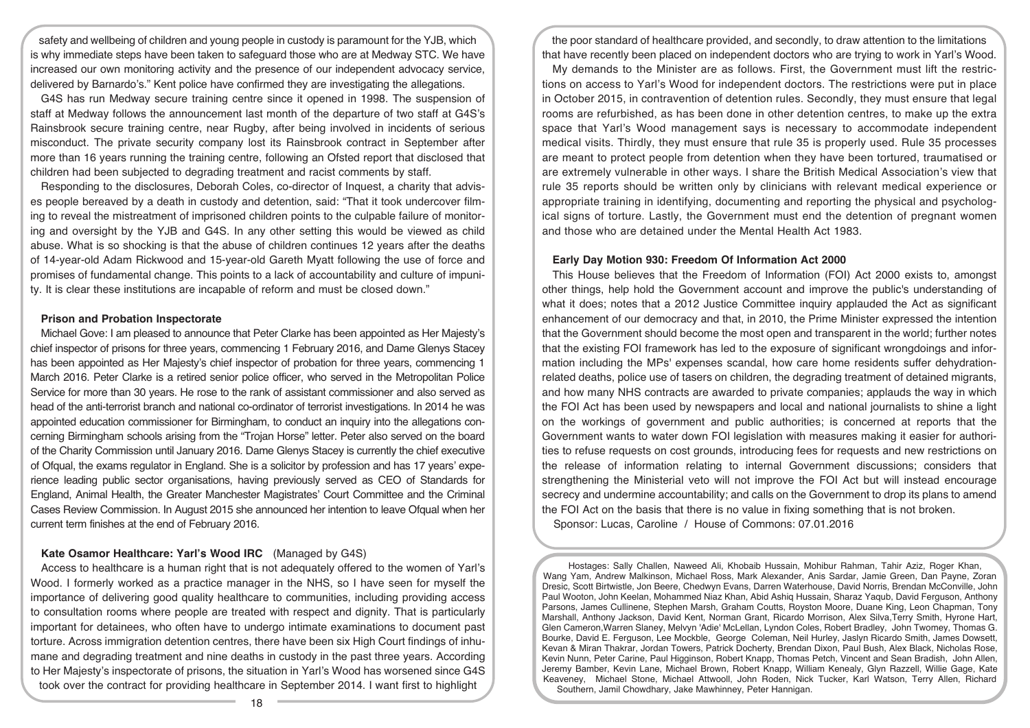safety and wellbeing of children and young people in custody is paramount for the YJB, which is why immediate steps have been taken to safeguard those who are at Medway STC. We have increased our own monitoring activity and the presence of our independent advocacy service, delivered by Barnardo's." Kent police have confirmed they are investigating the allegations.

G4S has run Medway secure training centre since it opened in 1998. The suspension of staff at Medway follows the announcement last month of the departure of two staff at G4S's Rainsbrook secure training centre, near Rugby, after being involved in incidents of serious misconduct. The private security company lost its Rainsbrook contract in September after more than 16 years running the training centre, following an Ofsted report that disclosed that children had been subjected to degrading treatment and racist comments by staff.

Responding to the disclosures, Deborah Coles, co-director of Inquest, a charity that advises people bereaved by a death in custody and detention, said: "That it took undercover filming to reveal the mistreatment of imprisoned children points to the culpable failure of monitoring and oversight by the YJB and G4S. In any other setting this would be viewed as child abuse. What is so shocking is that the abuse of children continues 12 years after the deaths of 14-year-old Adam Rickwood and 15-year-old Gareth Myatt following the use of force and promises of fundamental change. This points to a lack of accountability and culture of impunity. It is clear these institutions are incapable of reform and must be closed down."

### Prison and Probation Inspectorate

Michael Gove: I am pleased to announce that Peter Clarke has been appointed as Her Majesty's chief inspector of prisons for three years, commencing 1 February 2016, and Dame Glenys Stacey has been appointed as Her Majesty's chief inspector of probation for three years, commencing 1 March 2016. Peter Clarke is a retired senior police officer, who served in the Metropolitan Police Service for more than 30 years. He rose to the rank of assistant commissioner and also served as head of the anti-terrorist branch and national co-ordinator of terrorist investigations. In 2014 he was appointed education commissioner for Birmingham, to conduct an inquiry into the allegations concerning Birmingham schools arising from the "Trojan Horse" letter. Peter also served on the board of the Charity Commission until January 2016. Dame Glenys Stacey is currently the chief executive of Ofqual, the exams regulator in England. She is a solicitor by profession and has 17 years' experience leading public sector organisations, having previously served as CEO of Standards for England, Animal Health, the Greater Manchester Magistrates' Court Committee and the Criminal Cases Review Commission. In August 2015 she announced her intention to leave Ofqual when her current term finishes at the end of February 2016.

### Kate Osamor Healthcare: Yarl's Wood IRC (Managed by G4S)

Access to healthcare is a human right that is not adequately offered to the women of Yarl's Wood. I formerly worked as a practice manager in the NHS, so I have seen for myself the importance of delivering good quality healthcare to communities, including providing access to consultation rooms where people are treated with respect and dignity. That is particularly important for detainees, who often have to undergo intimate examinations to document past torture. Across immigration detention centres, there have been six High Court findings of inhumane and degrading treatment and nine deaths in custody in the past three years. According to Her Majesty's inspectorate of prisons, the situation in Yarl's Wood has worsened since G4S took over the contract for providing healthcare in September 2014. I want first to highlight the poor standard of healthcare provided, and secondly, to draw attention to the limitations that have recently been placed on independent doctors who are trying to work in Yarl's Wood.

My demands to the Minister are as follows. First, the Government must lift the restrictions on access to Yarl's Wood for independent doctors. The restrictions were put in place in October 2015, in contravention of detention rules. Secondly, they must ensure that legal rooms are refurbished, as has been done in other detention centres, to make up the extra space that Yarl's Wood management says is necessary to accommodate independent medical visits. Thirdly, they must ensure that rule 35 is properly used. Rule 35 processes are meant to protect people from detention when they have been tortured, traumatised or are extremely vulnerable in other ways. I share the British Medical Association's view that rule 35 reports should be written only by clinicians with relevant medical experience or appropriate training in identifying, documenting and reporting the physical and psychological signs of torture. Lastly, the Government must end the detention of pregnant women and those who are detained under the Mental Health Act 1983.

### Early Day Motion 930: Freedom Of Information Act 2000

This House believes that the Freedom of Information (FOI) Act 2000 exists to, amongst other things, help hold the Government account and improve the public's understanding of what it does; notes that a 2012 Justice Committee inquiry applauded the Act as significant enhancement of our democracy and that, in 2010, the Prime Minister expressed the intention that the Government should become the most open and transparent in the world; further notes that the existing FOI framework has led to the exposure of significant wrongdoings and information including the MPs' expenses scandal, how care home residents suffer dehydration-related deaths, police use of tasers on children, the degrading treatment of detained migrants, and how many NHS contracts are awarded to private companies; applauds the way in which the FOI Act has been used by newspapers and local and national journalists to shine a light on the workings of government and public authorities; is concerned at reports that the Government wants to water down FOI legislation with measures making it easier for authorities to refuse requests on cost grounds, introducing fees for requests and new restrictions on the release of information relating to internal Government discussions; considers that strengthening the Ministerial veto will not improve the FOI Act but will instead encourage secrecy and undermine accountability; and calls on the Government to drop its plans to amend the FOI Act on the basis that there is no value in fixing something that is not broken.

Sponsor: Lucas, Caroline / House of Commons: 07.01.2016

Hostages: Sally Challen, Naweed Ali, Khobaib Hussain, Mohibur Rahman, Tahir Aziz, Roger Khan, Wang Yam, Andrew Malkinson, Michael Ross, Mark Alexander, Anis Sardar, Jamie Green, Dan Payne, Zoran Dresic, Scott Birtwistle, Jon Beere, Chedwyn Evans, Darren Waterhouse, David Norris, Brendan McConville, John Paul Wooton, John Keelan, Mohammed Niaz Khan, Abid Ashiq Hussain, Sharaz Yaqub, David Ferguson, Anthony Parsons, James Cullinene, Stephen Marsh, Graham Coutts, Royston Moore, Duane King, Leon Chapman, Tony Marshall, Anthony Jackson, David Kent, Norman Grant, Ricardo Morrison, Alex Silva,Terry Smith, Hyrone Hart, Glen Cameron,Warren Slaney, Melvyn 'Adie' McLellan, Lyndon Coles, Robert Bradley, John Twomey, Thomas G. Bourke, David E. Ferguson, Lee Mockble, George Coleman, Neil Hurley, Jaslyn Ricardo Smith, James Dowsett, Kevan & Miran Thakrar, Jordan Towers, Patrick Docherty, Brendan Dixon, Paul Bush, Alex Black, Nicholas Rose, Kevin Nunn, Peter Carine, Paul Higginson, Robert Knapp, Thomas Petch, Vincent and Sean Bradish, John Allen, Jeremy Bamber, Kevin Lane, Michael Brown, Robert Knapp, William Kenealy, Glyn Razzell, Willie Gage, Kate Keaveney, Michael Stone, Michael Attwooll, John Roden, Nick Tucker, Karl Watson, Terry Allen, Richard Southern, Jamil Chowdhary, Jake Mawhinney, Peter Hannigan.